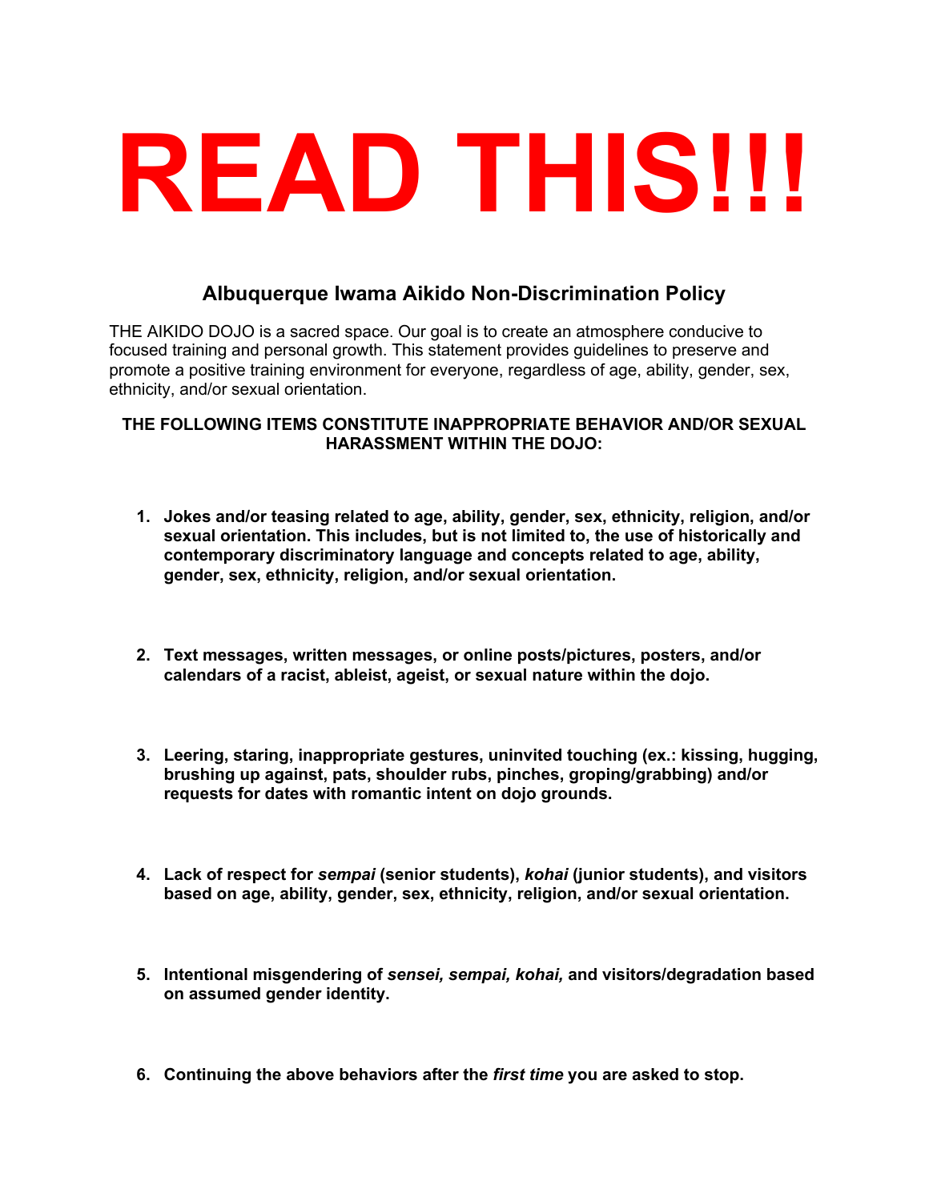# READ THIS!!!

## Albuquerque Iwama Aikido Non-Discrimination Policy

THE AIKIDO DOJO is a sacred space. Our goal is to create an atmosphere conducive to focused training and personal growth. This statement provides guidelines to preserve and promote a positive training environment for everyone, regardless of age, ability, gender, sex, ethnicity, and/or sexual orientation.

**THE FOLLOWING ITEMS CONSTITUTE INAPPROPRIATE BEHAVIOR AND/OR SEXUAL HARASSMENT WITHIN THE DOJO:**

1. **Jokes and/or teasing related to age, ability, gender, sex, ethnicity, religion, and/or sexual orientation. This includes, but is not limited to, the use of historically and contemporary discriminatory language and concepts related to age, ability, gender, sex, ethnicity, religion, and/or sexual orientation.**

2. **Text messages, written messages, or online posts/pictures, posters, and/or calendars of a racist, ableist, ageist, or sexual nature within the dojo.**

3. **Leering, staring, inappropriate gestures, uninvited touching (ex.: kissing, hugging, brushing up against, pats, shoulder rubs, pinches, groping/grabbing) and/or requests for dates with romantic intent on dojo grounds.**

4. **Lack of respect for *sempai* (senior students), *kohai* (junior students), and visitors based on age, ability, gender, sex, ethnicity, religion, and/or sexual orientation.**

5. **Intentional misgendering of *sensei, sempai, kohai,* and visitors/degradation based on assumed gender identity.**

6. **Continuing the above behaviors after the *first time* you are asked to stop.**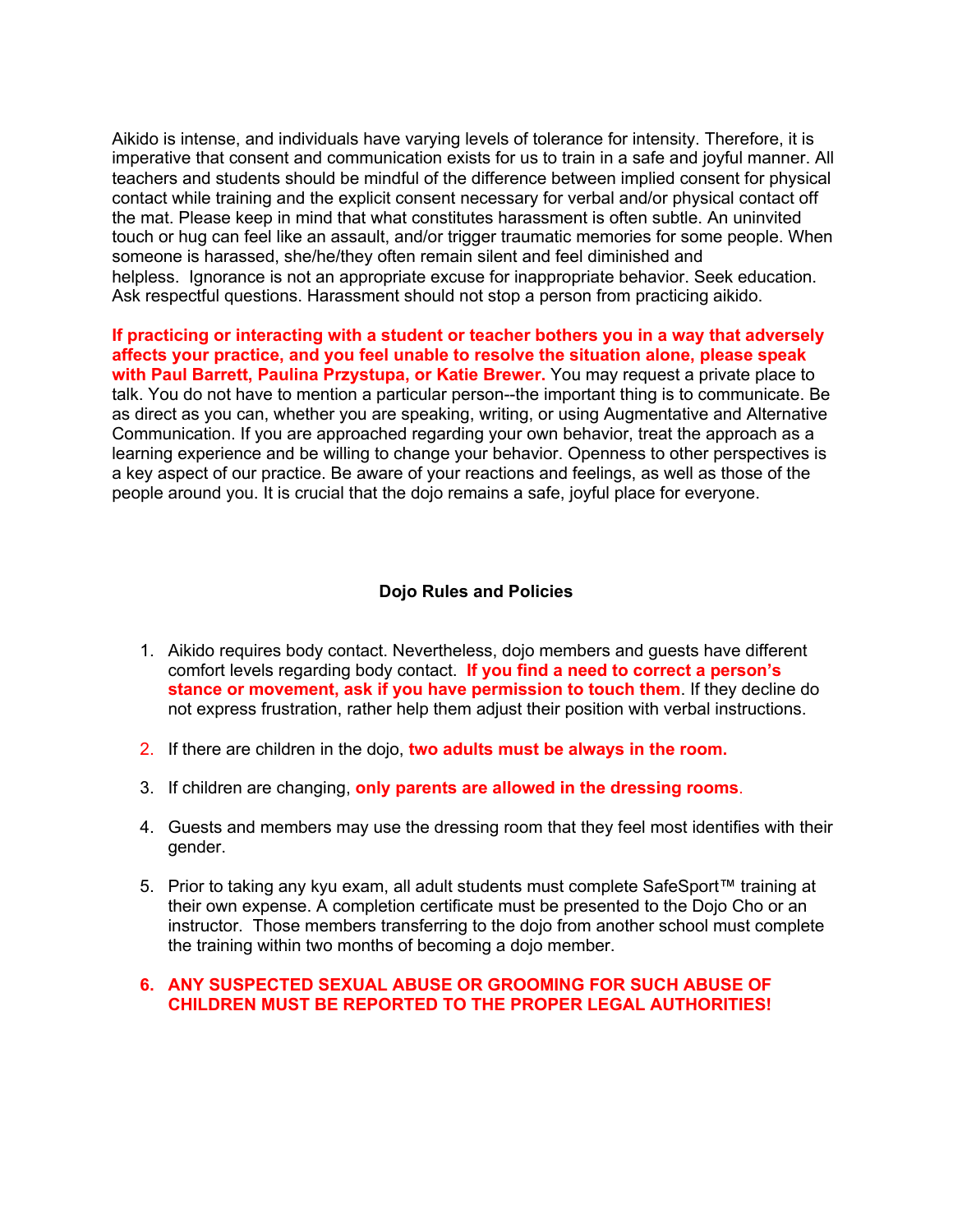Aikido is intense, and individuals have varying levels of tolerance for intensity. Therefore, it is imperative that consent and communication exists for us to train in a safe and joyful manner. All teachers and students should be mindful of the difference between implied consent for physical contact while training and the explicit consent necessary for verbal and/or physical contact off the mat. Please keep in mind that what constitutes harassment is often subtle. An uninvited touch or hug can feel like an assault, and/or trigger traumatic memories for some people. When someone is harassed, she/he/they often remain silent and feel diminished and helpless. Ignorance is not an appropriate excuse for inappropriate behavior. Seek education. Ask respectful questions. Harassment should not stop a person from practicing aikido.

**If practicing or interacting with a student or teacher bothers you in a way that adversely affects your practice, and you feel unable to resolve the situation alone, please speak with Paul Barrett, Paulina Przystupa, or Katie Brewer.** You may request a private place to talk. You do not have to mention a particular person--the important thing is to communicate. Be as direct as you can, whether you are speaking, writing, or using Augmentative and Alternative Communication. If you are approached regarding your own behavior, treat the approach as a learning experience and be willing to change your behavior. Openness to other perspectives is a key aspect of our practice. Be aware of your reactions and feelings, as well as those of the people around you. It is crucial that the dojo remains a safe, joyful place for everyone.

## Dojo Rules and Policies

1. Aikido requires body contact. Nevertheless, dojo members and guests have different comfort levels regarding body contact. **If you find a need to correct a person's stance or movement, ask if you have permission to touch them**. If they decline do not express frustration, rather help them adjust their position with verbal instructions.

2. If there are children in the dojo, **two adults must be always in the room.**

3. If children are changing, **only parents are allowed in the dressing rooms**.

4. Guests and members may use the dressing room that they feel most identifies with their gender.

5. Prior to taking any kyu exam, all adult students must complete SafeSport™ training at their own expense. A completion certificate must be presented to the Dojo Cho or an instructor. Those members transferring to the dojo from another school must complete the training within two months of becoming a dojo member.

6. **ANY SUSPECTED SEXUAL ABUSE OR GROOMING FOR SUCH ABUSE OF CHILDREN MUST BE REPORTED TO THE PROPER LEGAL AUTHORITIES!**